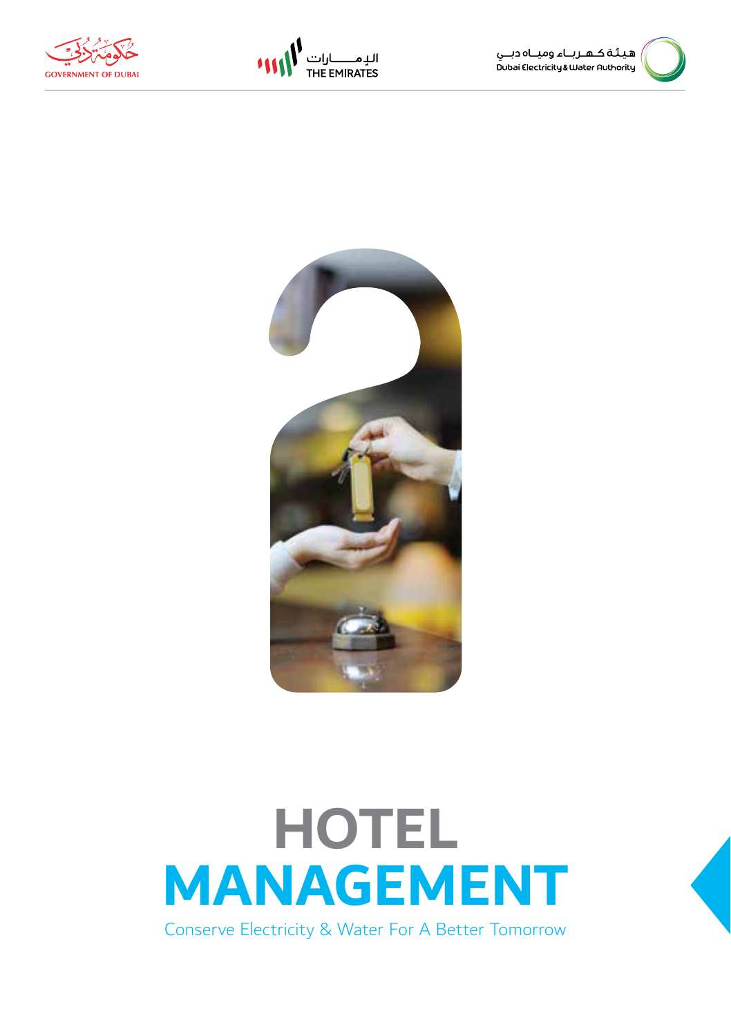# HOTEL MANAGEMENT

Conserve Electricity & Water For A Better Tomorrow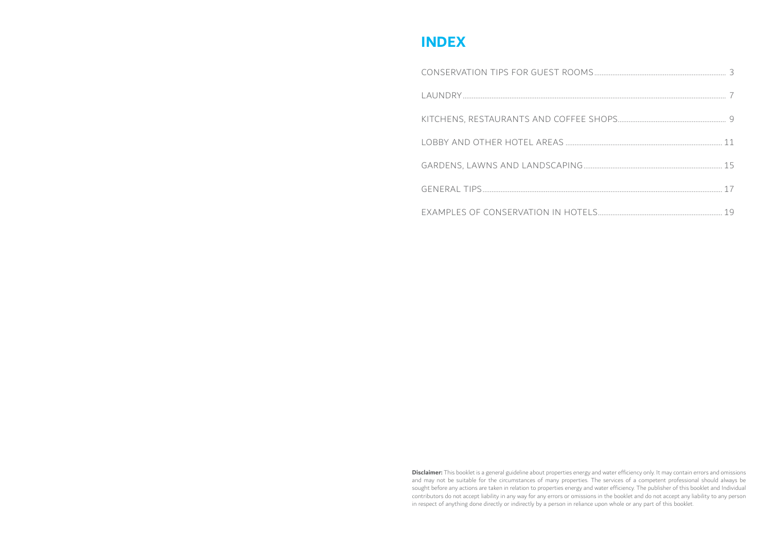# INDEX

| | |
|---|---|
| CONSERVATION TIPS FOR GUEST ROOMS | 3 |
| LAUNDRY | 7 |
| KITCHENS, RESTAURANTS AND COFFEE SHOPS | 9 |
| LOBBY AND OTHER HOTEL AREAS | 11 |
| GARDENS, LAWNS AND LANDSCAPING | 15 |
| GENERAL TIPS | 17 |
| EXAMPLES OF CONSERVATION IN HOTELS | 19 |

**Disclaimer:** This booklet is a general guideline about properties energy and water efficiency only. It may contain errors and omissions and may not be suitable for the circumstances of many properties. The services of a competent professional should always be sought before any actions are taken in relation to properties energy and water efficiency. The publisher of this booklet and Individual contributors do not accept liability in any way for any errors or omissions in the booklet and do not accept any liability to any person in respect of anything done directly or indirectly by a person in reliance upon whole or any part of this booklet.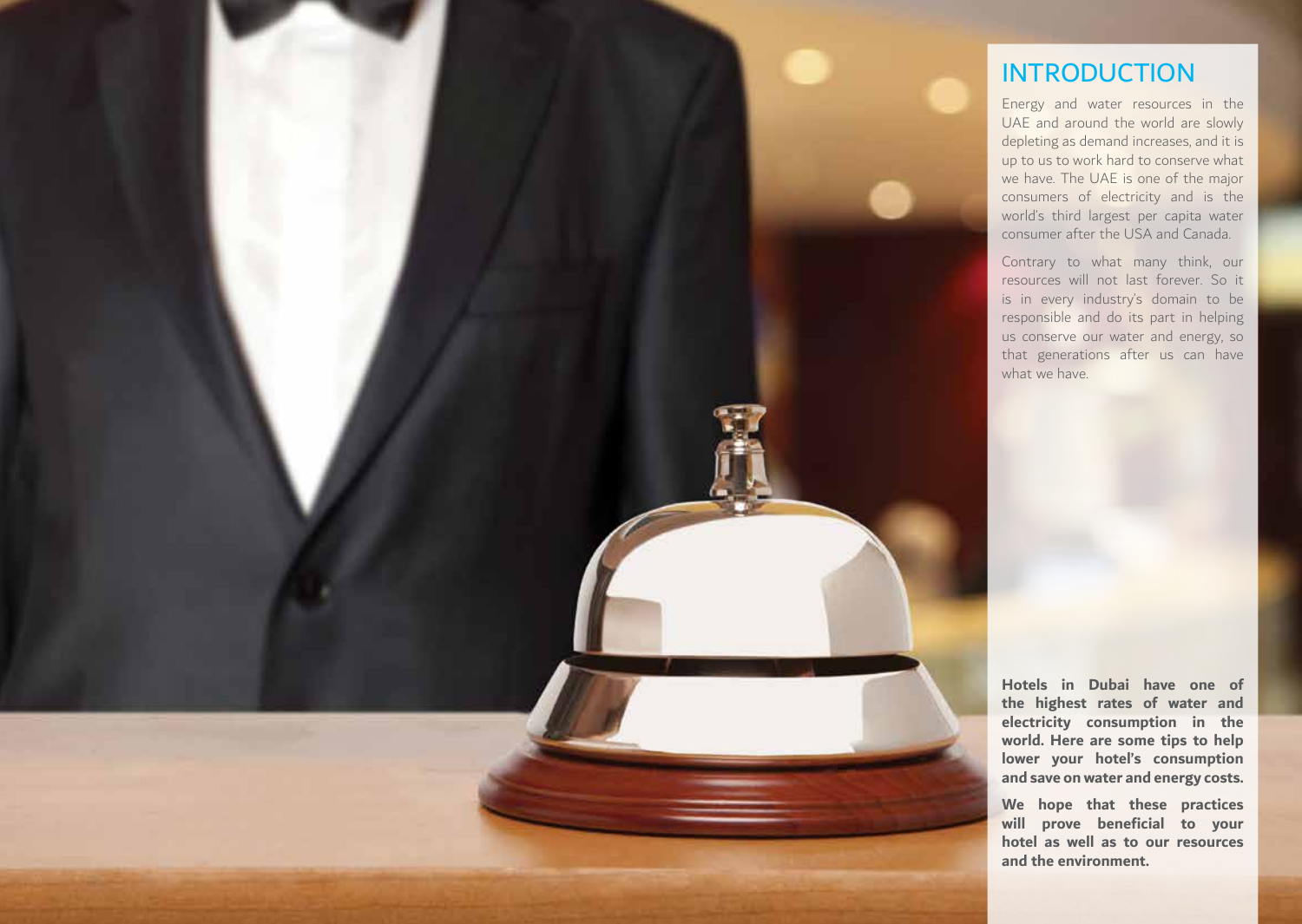# INTRODUCTION

Energy and water resources in the UAE and around the world are slowly depleting as demand increases, and it is up to us to work hard to conserve what we have. The UAE is one of the major consumers of electricity and is the world's third largest per capita water consumer after the USA and Canada.

Contrary to what many think, our resources will not last forever. So it is in every industry's domain to be responsible and do its part in helping us conserve our water and energy, so that generations after us can have what we have.

**Hotels in Dubai have one of the highest rates of water and electricity consumption in the world. Here are some tips to help lower your hotel's consumption and save on water and energy costs.**

**We hope that these practices will prove beneficial to your hotel as well as to our resources and the environment.**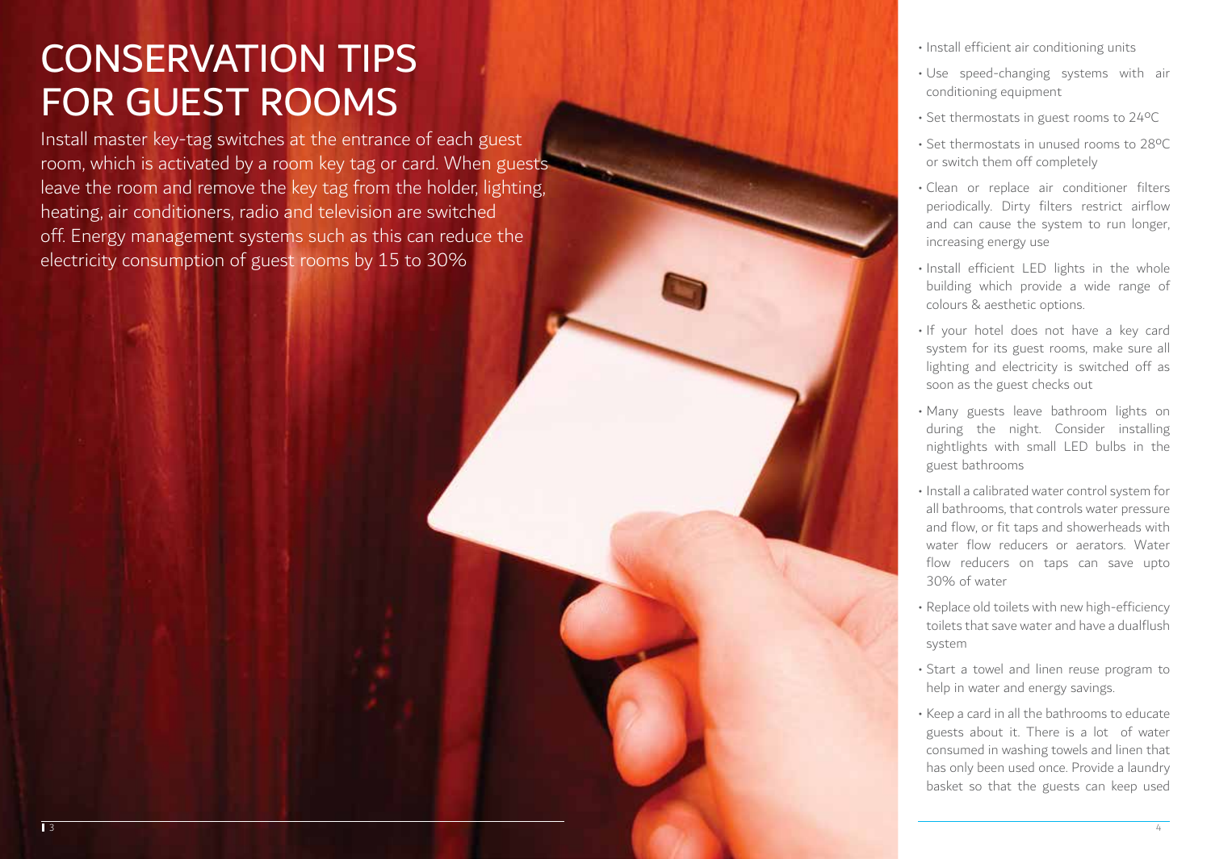# CONSERVATION TIPS FOR GUEST ROOMS

Install master key-tag switches at the entrance of each guest room, which is activated by a room key tag or card. When guests leave the room and remove the key tag from the holder, lighting, heating, air conditioners, radio and television are switched off. Energy management systems such as this can reduce the electricity consumption of guest rooms by 15 to 30%

- Install efficient air conditioning units
- Use speed-changing systems with air conditioning equipment
- Set thermostats in guest rooms to 24ºC
- Set thermostats in unused rooms to 28ºC or switch them off completely
- Clean or replace air conditioner filters periodically. Dirty filters restrict airflow and can cause the system to run longer, increasing energy use
- Install efficient LED lights in the whole building which provide a wide range of colours & aesthetic options.
- If your hotel does not have a key card system for its guest rooms, make sure all lighting and electricity is switched off as soon as the guest checks out
- Many guests leave bathroom lights on during the night. Consider installing nightlights with small LED bulbs in the guest bathrooms
- Install a calibrated water control system for all bathrooms, that controls water pressure and flow, or fit taps and showerheads with water flow reducers or aerators. Water flow reducers on taps can save upto 30% of water
- Replace old toilets with new high-efficiency toilets that save water and have a dualflush system
- Start a towel and linen reuse program to help in water and energy savings.
- Keep a card in all the bathrooms to educate guests about it. There is a lot of water consumed in washing towels and linen that has only been used once. Provide a laundry basket so that the guests can keep used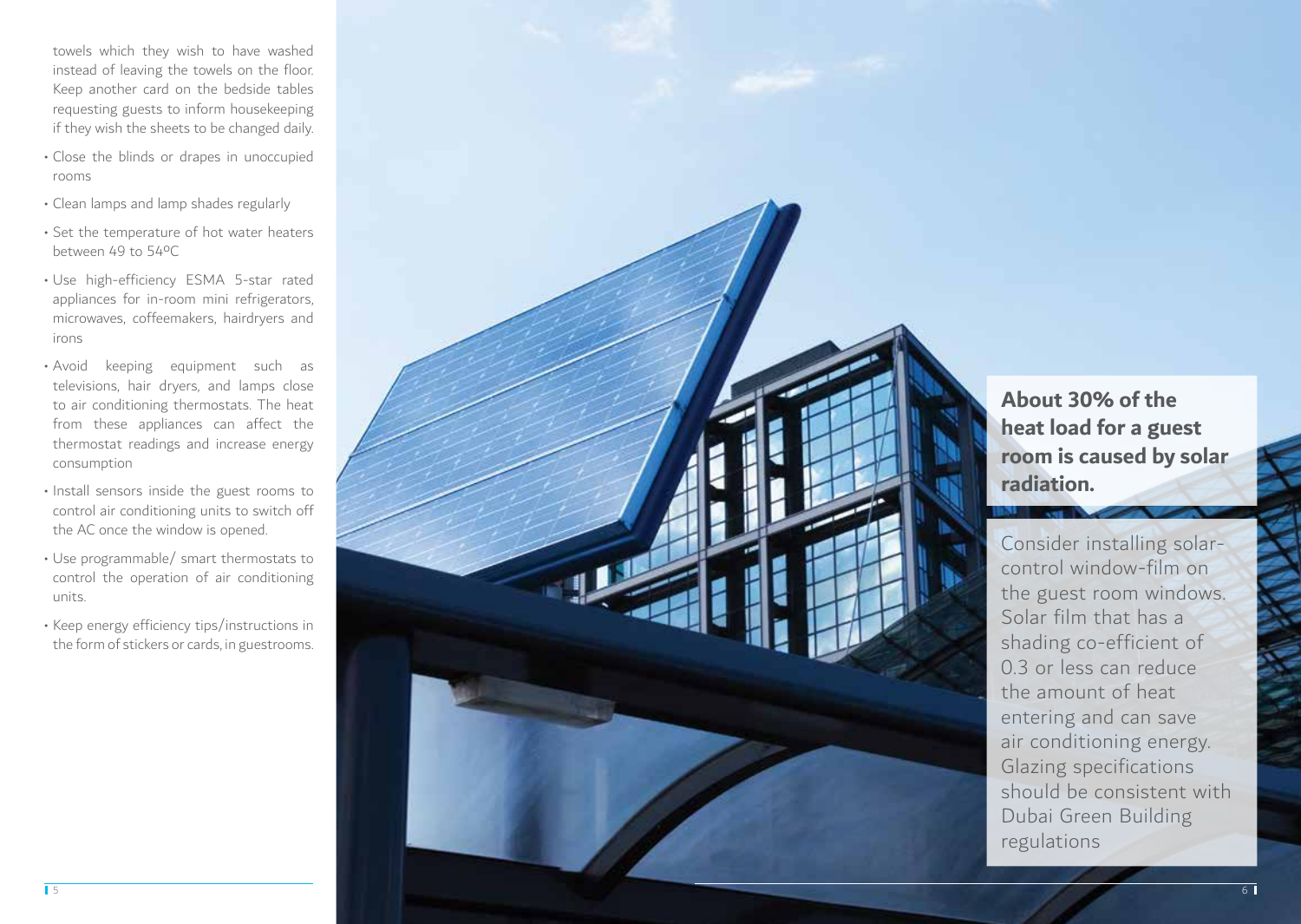towels which they wish to have washed instead of leaving the towels on the floor. Keep another card on the bedside tables requesting guests to inform housekeeping if they wish the sheets to be changed daily.

- Close the blinds or drapes in unoccupied rooms
- Clean lamps and lamp shades regularly
- Set the temperature of hot water heaters between 49 to 54ºC
- Use high-efficiency ESMA 5-star rated appliances for in-room mini refrigerators, microwaves, coffeemakers, hairdryers and irons
- Avoid keeping equipment such as televisions, hair dryers, and lamps close to air conditioning thermostats. The heat from these appliances can affect the thermostat readings and increase energy consumption
- Install sensors inside the guest rooms to control air conditioning units to switch off the AC once the window is opened.
- Use programmable/ smart thermostats to control the operation of air conditioning units.
- Keep energy efficiency tips/instructions in the form of stickers or cards, in guestrooms.

**About 30% of the heat load for a guest room is caused by solar radiation.**

Consider installing solar-control window-film on the guest room windows. Solar film that has a shading co-efficient of 0.3 or less can reduce the amount of heat entering and can save air conditioning energy. Glazing specifications should be consistent with Dubai Green Building regulations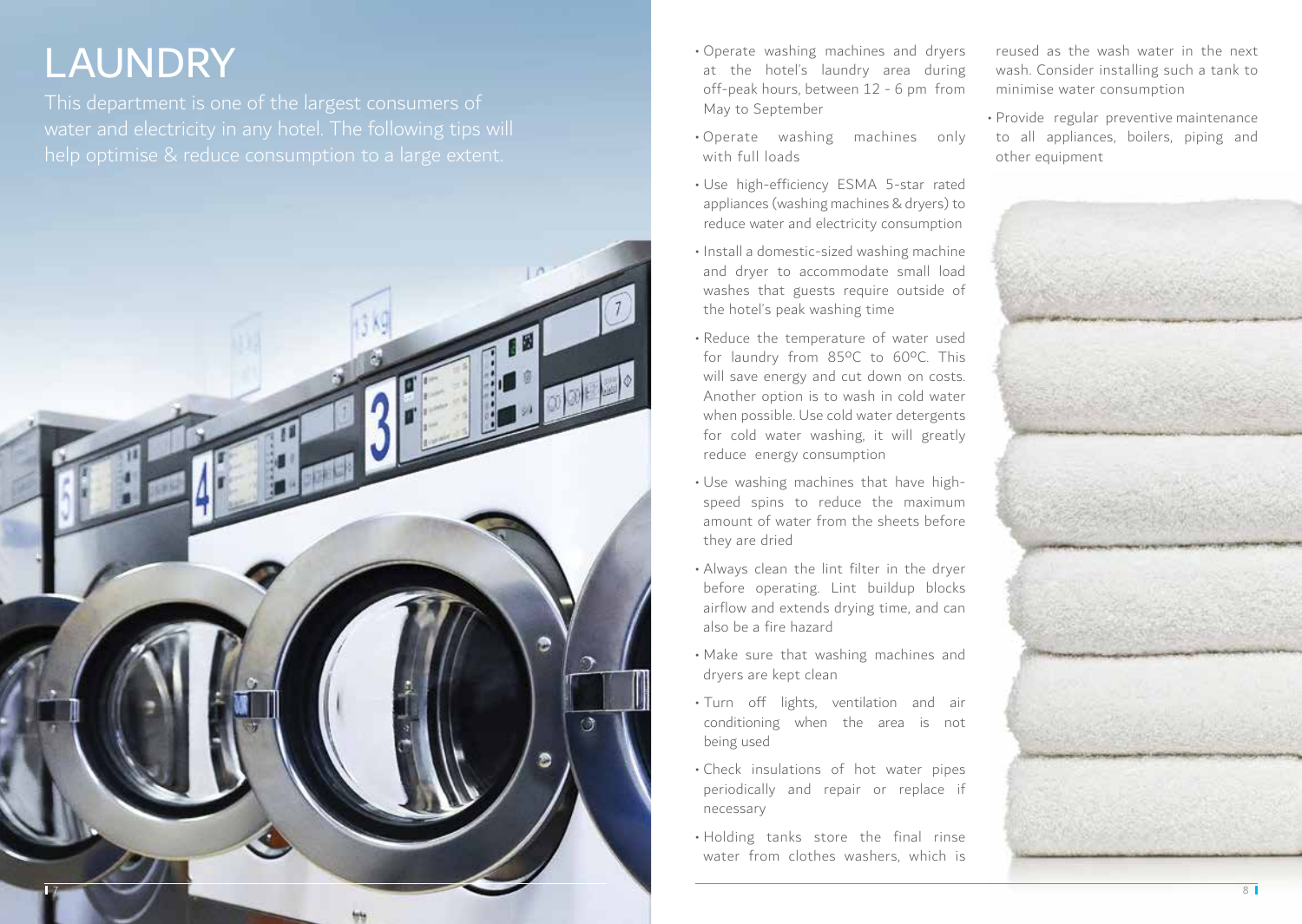# LAUNDRY

This department is one of the largest consumers of water and electricity in any hotel. The following tips will help optimise & reduce consumption to a large extent.

- Operate washing machines and dryers at the hotel's laundry area during off-peak hours, between 12 - 6 pm from May to September
- Operate washing machines only with full loads
- Use high-efficiency ESMA 5-star rated appliances (washing machines & dryers) to reduce water and electricity consumption
- Install a domestic-sized washing machine and dryer to accommodate small load washes that guests require outside of the hotel's peak washing time
- Reduce the temperature of water used for laundry from 85ºC to 60ºC. This will save energy and cut down on costs. Another option is to wash in cold water when possible. Use cold water detergents for cold water washing, it will greatly reduce energy consumption
- Use washing machines that have high-speed spins to reduce the maximum amount of water from the sheets before they are dried
- Always clean the lint filter in the dryer before operating. Lint buildup blocks airflow and extends drying time, and can also be a fire hazard
- Make sure that washing machines and dryers are kept clean
- Turn off lights, ventilation and air conditioning when the area is not being used
- Check insulations of hot water pipes periodically and repair or replace if necessary
- Holding tanks store the final rinse water from clothes washers, which is reused as the wash water in the next wash. Consider installing such a tank to minimise water consumption
- Provide regular preventive maintenance to all appliances, boilers, piping and other equipment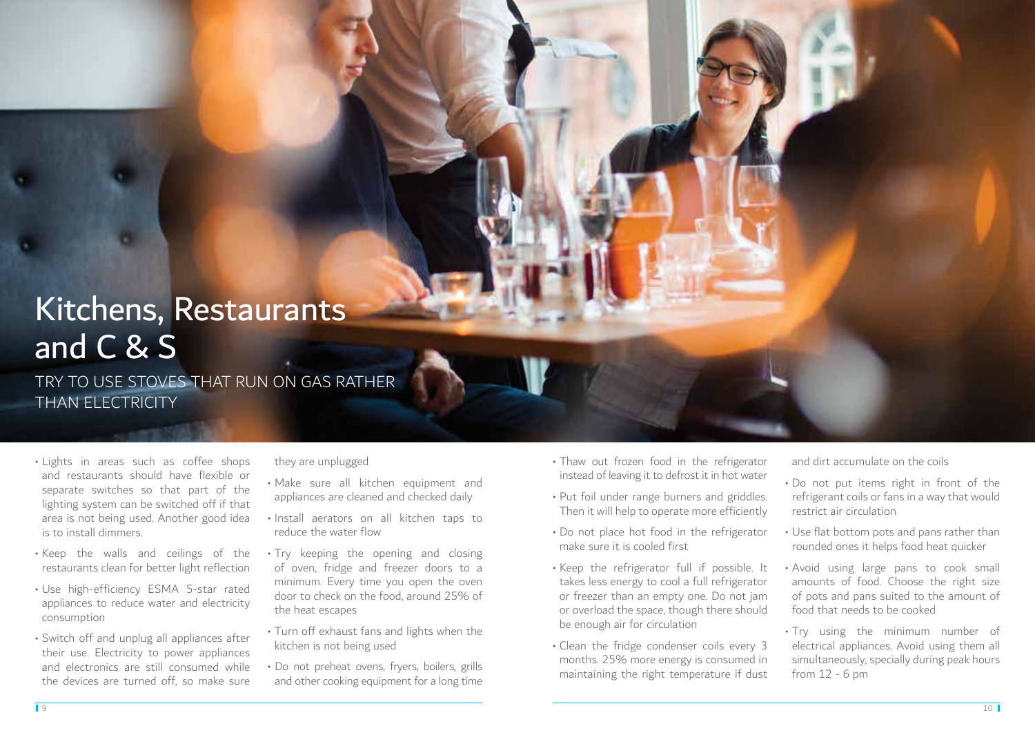# Kitchens, Restaurants and C & S

## TRY TO USE STOVES THAT RUN ON GAS RATHER THAN ELECTRICITY

- Lights in areas such as coffee shops and restaurants should have flexible or separate switches so that part of the lighting system can be switched off if that area is not being used. Another good idea is to install dimmers.
- Keep the walls and ceilings of the restaurants clean for better light reflection
- Use high-efficiency ESMA 5-star rated appliances to reduce water and electricity consumption
- Switch off and unplug all appliances after their use. Electricity to power appliances and electronics are still consumed while the devices are turned off, so make sure they are unplugged
- Make sure all kitchen equipment and appliances are cleaned and checked daily
- Install aerators on all kitchen taps to reduce the water flow
- Try keeping the opening and closing of oven, fridge and freezer doors to a minimum. Every time you open the oven door to check on the food, around 25% of the heat escapes
- Turn off exhaust fans and lights when the kitchen is not being used
- Do not preheat ovens, fryers, boilers, grills and other cooking equipment for a long time
- Thaw out frozen food in the refrigerator instead of leaving it to defrost it in hot water
- Put foil under range burners and griddles. Then it will help to operate more efficiently
- Do not place hot food in the refrigerator make sure it is cooled first
- Keep the refrigerator full if possible. It takes less energy to cool a full refrigerator or freezer than an empty one. Do not jam or overload the space, though there should be enough air for circulation
- Clean the fridge condenser coils every 3 months. 25% more energy is consumed in maintaining the right temperature if dust and dirt accumulate on the coils
- Do not put items right in front of the refrigerant coils or fans in a way that would restrict air circulation
- Use flat bottom pots and pans rather than rounded ones it helps food heat quicker
- Avoid using large pans to cook small amounts of food. Choose the right size of pots and pans suited to the amount of food that needs to be cooked
- Try using the minimum number of electrical appliances. Avoid using them all simultaneously, specially during peak hours from 12 - 6 pm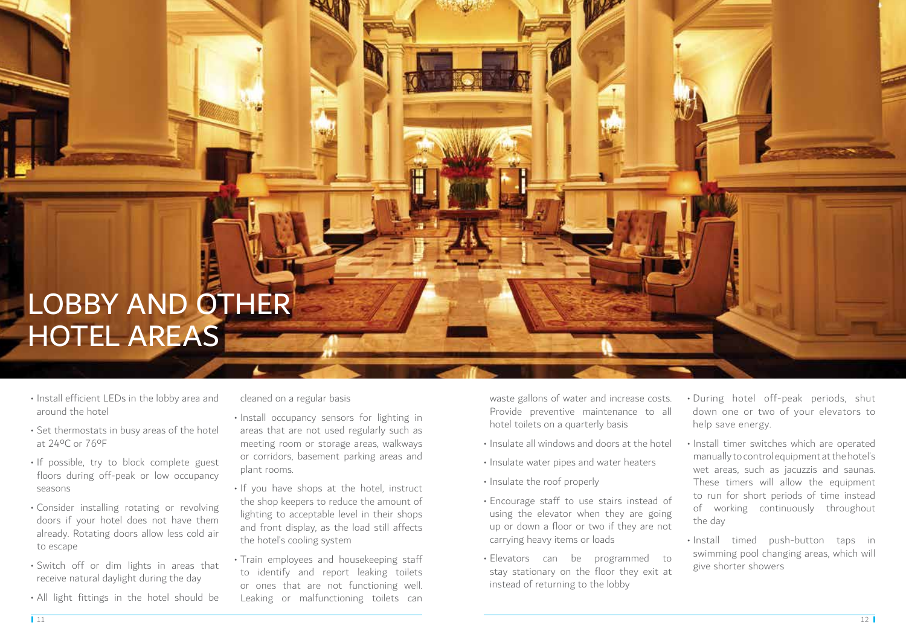# LOBBY AND OTHER HOTEL AREAS

- Install efficient LEDs in the lobby area and around the hotel
- Set thermostats in busy areas of the hotel at 24ºC or 76ºF
- If possible, try to block complete guest floors during off-peak or low occupancy seasons
- Consider installing rotating or revolving doors if your hotel does not have them already. Rotating doors allow less cold air to escape
- Switch off or dim lights in areas that receive natural daylight during the day
- All light fittings in the hotel should be cleaned on a regular basis
- Install occupancy sensors for lighting in areas that are not used regularly such as meeting room or storage areas, walkways or corridors, basement parking areas and plant rooms.
- If you have shops at the hotel, instruct the shop keepers to reduce the amount of lighting to acceptable level in their shops and front display, as the load still affects the hotel's cooling system
- Train employees and housekeeping staff to identify and report leaking toilets or ones that are not functioning well. Leaking or malfunctioning toilets can waste gallons of water and increase costs. Provide preventive maintenance to all hotel toilets on a quarterly basis
- Insulate all windows and doors at the hotel
- Insulate water pipes and water heaters
- Insulate the roof properly
- Encourage staff to use stairs instead of using the elevator when they are going up or down a floor or two if they are not carrying heavy items or loads
- Elevators can be programmed to stay stationary on the floor they exit at instead of returning to the lobby
- During hotel off-peak periods, shut down one or two of your elevators to help save energy.
- Install timer switches which are operated manually to control equipment at the hotel's wet areas, such as jacuzzis and saunas. These timers will allow the equipment to run for short periods of time instead of working continuously throughout the day
- Install timed push-button taps in swimming pool changing areas, which will give shorter showers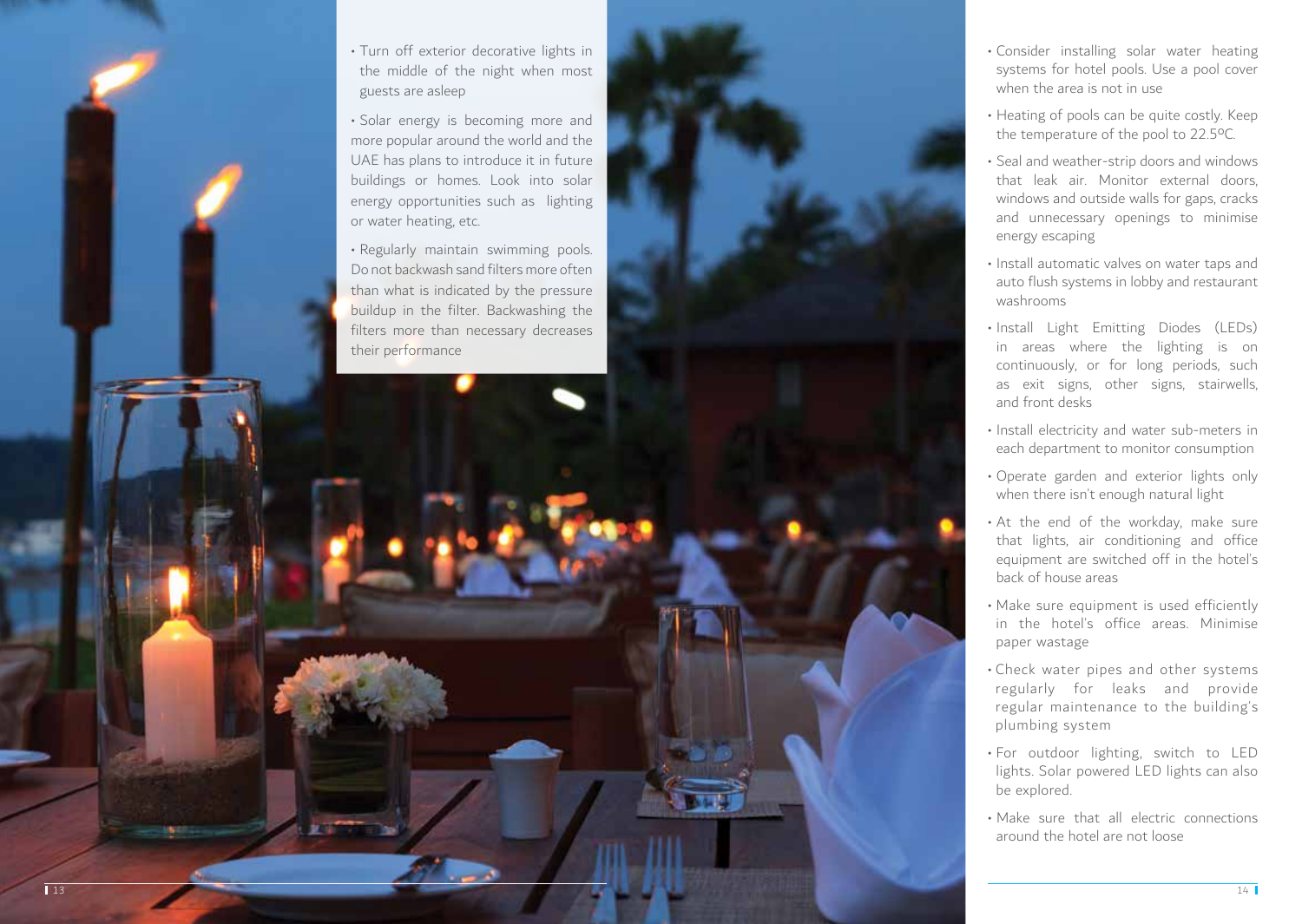- Turn off exterior decorative lights in the middle of the night when most guests are asleep
- Solar energy is becoming more and more popular around the world and the UAE has plans to introduce it in future buildings or homes. Look into solar energy opportunities such as lighting or water heating, etc.
- Regularly maintain swimming pools. Do not backwash sand filters more often than what is indicated by the pressure buildup in the filter. Backwashing the filters more than necessary decreases their performance
- Consider installing solar water heating systems for hotel pools. Use a pool cover when the area is not in use
- Heating of pools can be quite costly. Keep the temperature of the pool to 22.5ºC.
- Seal and weather-strip doors and windows that leak air. Monitor external doors, windows and outside walls for gaps, cracks and unnecessary openings to minimise energy escaping
- Install automatic valves on water taps and auto flush systems in lobby and restaurant washrooms
- Install Light Emitting Diodes (LEDs) in areas where the lighting is on continuously, or for long periods, such as exit signs, other signs, stairwells, and front desks
- Install electricity and water sub-meters in each department to monitor consumption
- Operate garden and exterior lights only when there isn't enough natural light
- At the end of the workday, make sure that lights, air conditioning and office equipment are switched off in the hotel's back of house areas
- Make sure equipment is used efficiently in the hotel's office areas. Minimise paper wastage
- Check water pipes and other systems regularly for leaks and provide regular maintenance to the building's plumbing system
- For outdoor lighting, switch to LED lights. Solar powered LED lights can also be explored.
- Make sure that all electric connections around the hotel are not loose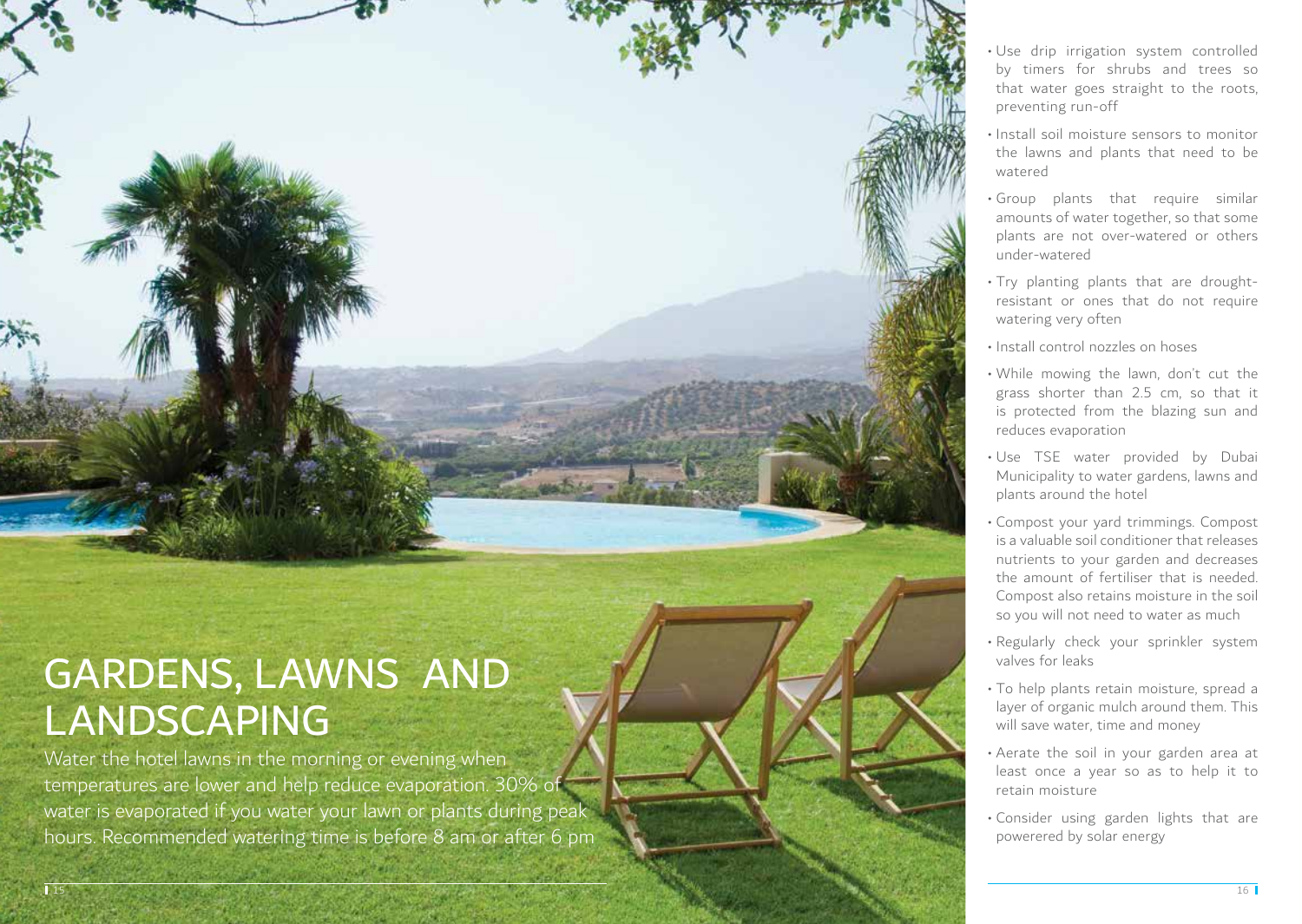# GARDENS, LAWNS AND LANDSCAPING

Water the hotel lawns in the morning or evening when temperatures are lower and help reduce evaporation. 30% of water is evaporated if you water your lawn or plants during peak hours. Recommended watering time is before 8 am or after 6 pm

- Use drip irrigation system controlled by timers for shrubs and trees so that water goes straight to the roots, preventing run-off
- Install soil moisture sensors to monitor the lawns and plants that need to be watered
- Group plants that require similar amounts of water together, so that some plants are not over-watered or others under-watered
- Try planting plants that are drought-resistant or ones that do not require watering very often
- Install control nozzles on hoses
- While mowing the lawn, don't cut the grass shorter than 2.5 cm, so that it is protected from the blazing sun and reduces evaporation
- Use TSE water provided by Dubai Municipality to water gardens, lawns and plants around the hotel
- Compost your yard trimmings. Compost is a valuable soil conditioner that releases nutrients to your garden and decreases the amount of fertiliser that is needed. Compost also retains moisture in the soil so you will not need to water as much
- Regularly check your sprinkler system valves for leaks
- To help plants retain moisture, spread a layer of organic mulch around them. This will save water, time and money
- Aerate the soil in your garden area at least once a year so as to help it to retain moisture
- Consider using garden lights that are powerered by solar energy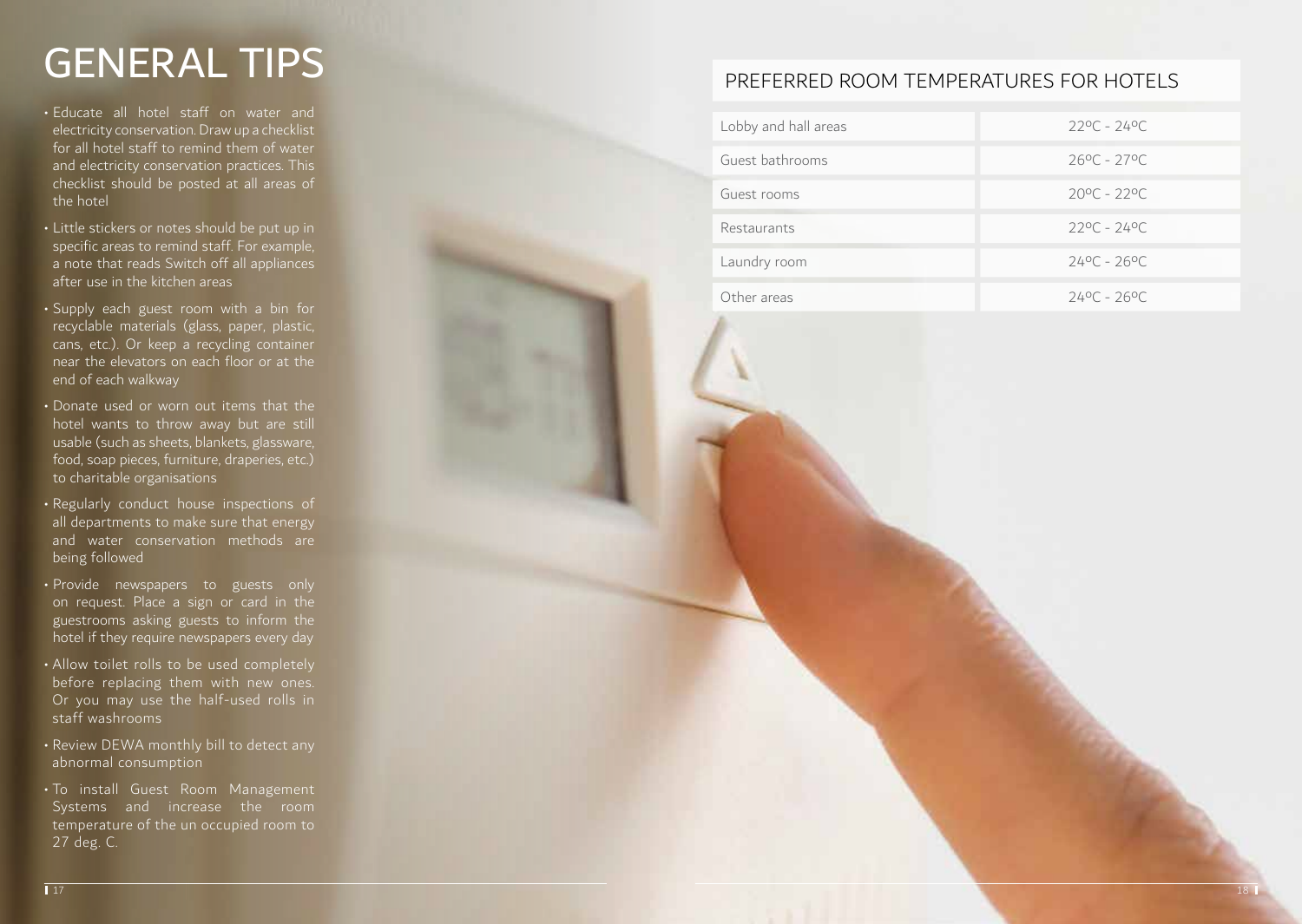# GENERAL TIPS

- Educate all hotel staff on water and electricity conservation. Draw up a checklist for all hotel staff to remind them of water and electricity conservation practices. This checklist should be posted at all areas of the hotel
- Little stickers or notes should be put up in specific areas to remind staff. For example, a note that reads Switch off all appliances after use in the kitchen areas
- Supply each guest room with a bin for recyclable materials (glass, paper, plastic, cans, etc.). Or keep a recycling container near the elevators on each floor or at the end of each walkway
- Donate used or worn out items that the hotel wants to throw away but are still usable (such as sheets, blankets, glassware, food, soap pieces, furniture, draperies, etc.) to charitable organisations
- Regularly conduct house inspections of all departments to make sure that energy and water conservation methods are being followed
- Provide newspapers to guests only on request. Place a sign or card in the guestrooms asking guests to inform the hotel if they require newspapers every day
- Allow toilet rolls to be used completely before replacing them with new ones. Or you may use the half-used rolls in staff washrooms
- Review DEWA monthly bill to detect any abnormal consumption
- To install Guest Room Management Systems and increase the room temperature of the un occupied room to 27 deg. C.

## PREFERRED ROOM TEMPERATURES FOR HOTELS

| Area | Temperature |
| --- | --- |
| Lobby and hall areas | 22ºC - 24ºC |
| Guest bathrooms | 26ºC - 27ºC |
| Guest rooms | 20ºC - 22ºC |
| Restaurants | 22ºC - 24ºC |
| Laundry room | 24ºC - 26ºC |
| Other areas | 24ºC - 26ºC |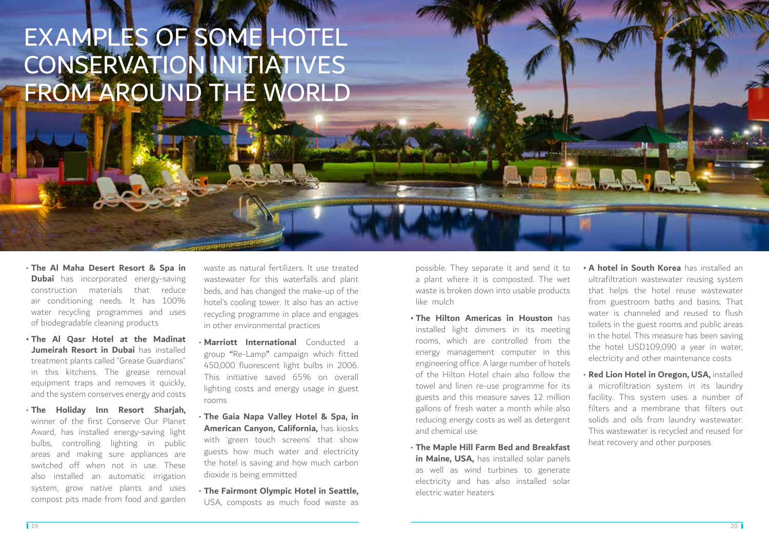# EXAMPLES OF SOME HOTEL CONSERVATION INITIATIVES FROM AROUND THE WORLD

- **The Al Maha Desert Resort & Spa in Dubai** has incorporated energy-saving construction materials that reduce air conditioning needs. It has 100% water recycling programmes and uses of biodegradable cleaning products
- **The Al Qasr Hotel at the Madinat Jumeirah Resort in Dubai** has installed treatment plants called "Grease Guardians" in this kitchens. The grease removal equipment traps and removes it quickly, and the system conserves energy and costs
- **The Holiday Inn Resort Sharjah,** winner of the first Conserve Our Planet Award, has installed energy-saving light bulbs, controlling lighting in public areas and making sure appliances are switched off when not in use. These also installed an automatic irrigation system, grow native plants and uses compost pits made from food and garden waste as natural fertilizers. It use treated wastewater for this waterfalls and plant beds, and has changed the make-up of the hotel's cooling tower. It also has an active recycling programme in place and engages in other environmental practices
- **Marriott International** Conducted a group "Re-Lamp" campaign which fitted 450,000 fluorescent light bulbs in 2006. This initiative saved 65% on overall lighting costs and energy usage in guest rooms
- **The Gaia Napa Valley Hotel & Spa, in American Canyon, California,** has kiosks with 'green touch screens' that show guests how much water and electricity the hotel is saving and how much carbon dioxide is being emmitted
- **The Fairmont Olympic Hotel in Seattle,** USA, composts as much food waste as possible. They separate it and send it to a plant where it is composted. The wet waste is broken down into usable products like mulch
- **The Hilton Americas in Houston** has installed light dimmers in its meeting rooms, which are controlled from the energy management computer in this engineering office. A large number of hotels of the Hilton Hotel chain also follow the towel and linen re-use programme for its guests and this measure saves 12 million gallons of fresh water a month while also reducing energy costs as well as detergent and chemical use
- **The Maple Hill Farm Bed and Breakfast in Maine, USA,** has installed solar panels as well as wind turbines to generate electricity and has also installed solar electric water heaters
- **A hotel in South Korea** has installed an ultrafiltration wastewater reusing system that helps the hotel reuse wastewater from guestroom baths and basins. That water is channeled and reused to flush toilets in the guest rooms and public areas in the hotel. This measure has been saving the hotel USD109,090 a year in water, electricity and other maintenance costs
- **Red Lion Hotel in Oregon, USA,** installed a microfiltration system in its laundry facility. This system uses a number of filters and a membrane that filters out solids and oils from laundry wastewater. This wastewater is recycled and reused for heat recovery and other purposes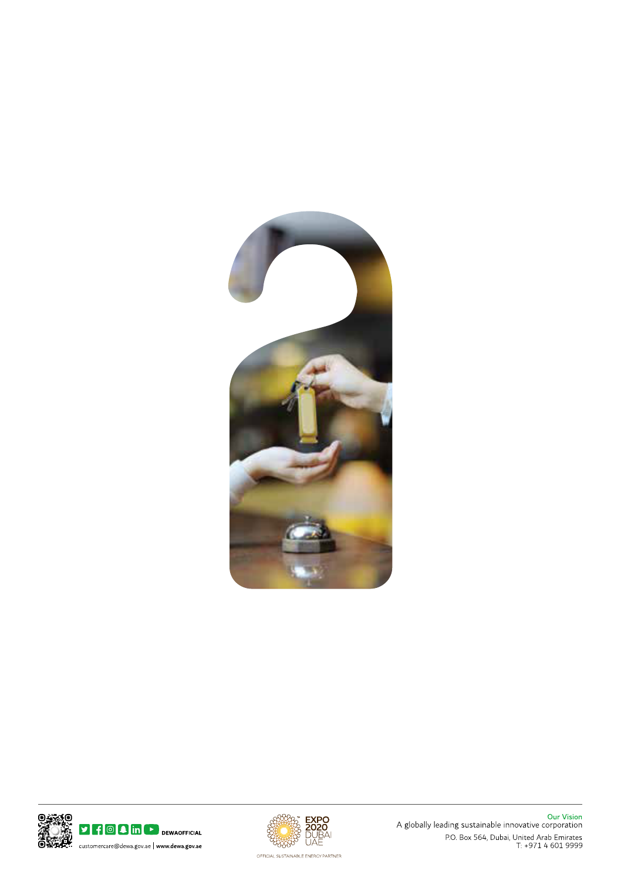DEWAOFFICIAL

customercare@dewa.gov.ae | www.dewa.gov.ae

EXPO 2020 DUBAI UAE

OFFICIAL SUSTAINABLE ENERGY PARTNER

Our Vision
A globally leading sustainable innovative corporation

P.O. Box 564, Dubai, United Arab Emirates
T: +971 4 601 9999